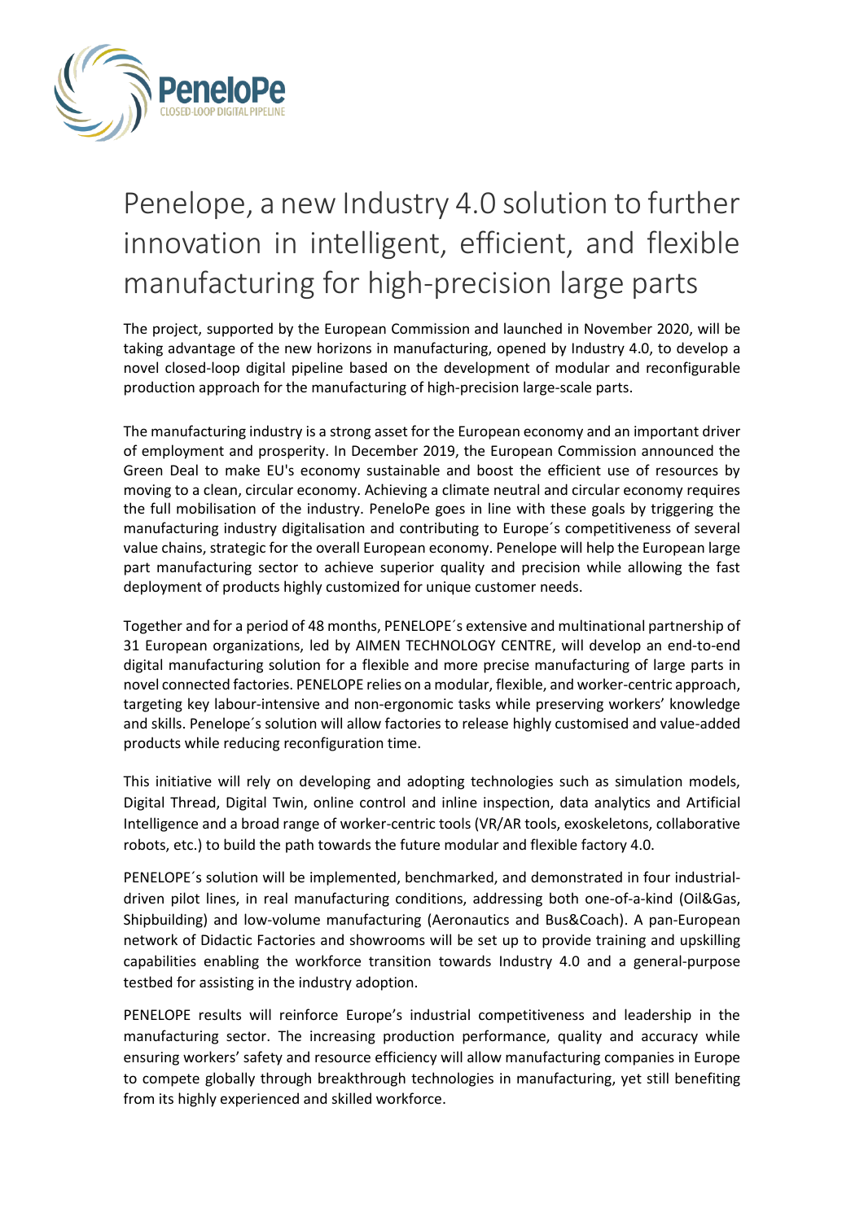# Penelope, a new Industry 4.0 solution to further innovation in intelligent, efficient, and flexible manufacturing for high-precision large parts

The project, supported by the European Commission and launched in November 2020, will be taking advantage of the new horizons in manufacturing, opened by Industry 4.0, to develop a novel closed-loop digital pipeline based on the development of modular and reconfigurable production approach for the manufacturing of high-precision large-scale parts.

The manufacturing industry is a strong asset for the European economy and an important driver of employment and prosperity. In December 2019, the European Commission announced the Green Deal to make EU's economy sustainable and boost the efficient use of resources by moving to a clean, circular economy. Achieving a climate neutral and circular economy requires the full mobilisation of the industry. PeneloPe goes in line with these goals by triggering the manufacturing industry digitalisation and contributing to Europe´s competitiveness of several value chains, strategic for the overall European economy. Penelope will help the European large part manufacturing sector to achieve superior quality and precision while allowing the fast deployment of products highly customized for unique customer needs.

Together and for a period of 48 months, PENELOPE´s extensive and multinational partnership of 31 European organizations, led by AIMEN TECHNOLOGY CENTRE, will develop an end-to-end digital manufacturing solution for a flexible and more precise manufacturing of large parts in novel connected factories. PENELOPE relies on a modular, flexible, and worker-centric approach, targeting key labour-intensive and non-ergonomic tasks while preserving workers' knowledge and skills. Penelope´s solution will allow factories to release highly customised and value-added products while reducing reconfiguration time.

This initiative will rely on developing and adopting technologies such as simulation models, Digital Thread, Digital Twin, online control and inline inspection, data analytics and Artificial Intelligence and a broad range of worker-centric tools (VR/AR tools, exoskeletons, collaborative robots, etc.) to build the path towards the future modular and flexible factory 4.0.

PENELOPE´s solution will be implemented, benchmarked, and demonstrated in four industrial-driven pilot lines, in real manufacturing conditions, addressing both one-of-a-kind (Oil&Gas, Shipbuilding) and low-volume manufacturing (Aeronautics and Bus&Coach). A pan-European network of Didactic Factories and showrooms will be set up to provide training and upskilling capabilities enabling the workforce transition towards Industry 4.0 and a general-purpose testbed for assisting in the industry adoption.

PENELOPE results will reinforce Europe's industrial competitiveness and leadership in the manufacturing sector. The increasing production performance, quality and accuracy while ensuring workers' safety and resource efficiency will allow manufacturing companies in Europe to compete globally through breakthrough technologies in manufacturing, yet still benefiting from its highly experienced and skilled workforce.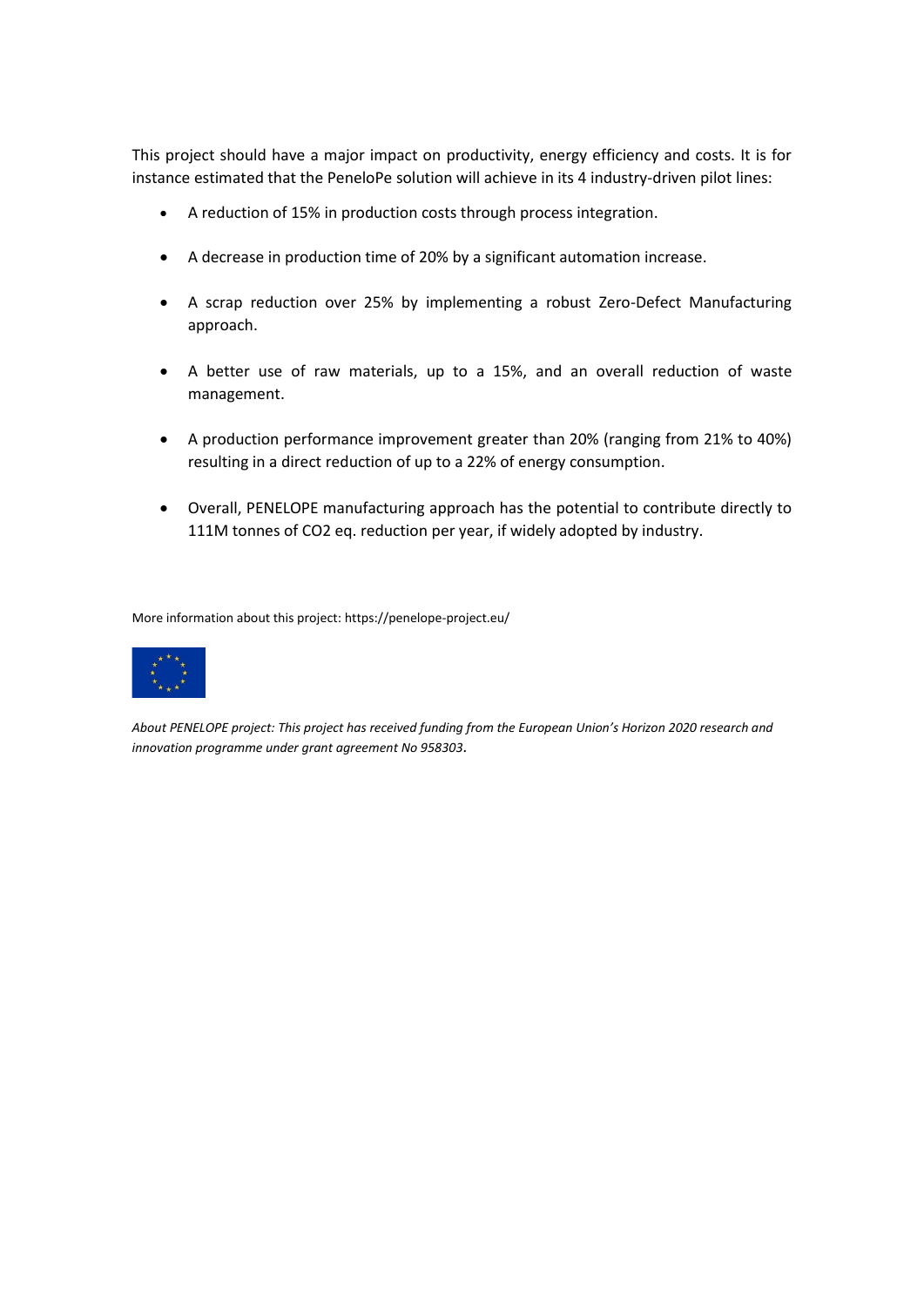This project should have a major impact on productivity, energy efficiency and costs. It is for instance estimated that the PeneloPe solution will achieve in its 4 industry-driven pilot lines:

- A reduction of 15% in production costs through process integration.
- A decrease in production time of 20% by a significant automation increase.
- A scrap reduction over 25% by implementing a robust Zero-Defect Manufacturing approach.
- A better use of raw materials, up to a 15%, and an overall reduction of waste management.
- A production performance improvement greater than 20% (ranging from 21% to 40%) resulting in a direct reduction of up to a 22% of energy consumption.
- Overall, PENELOPE manufacturing approach has the potential to contribute directly to 111M tonnes of $CO_2$ eq. reduction per year, if widely adopted by industry.

More information about this project: https://penelope-project.eu/

*About PENELOPE project: This project has received funding from the European Union's Horizon 2020 research and innovation programme under grant agreement No 958303.*